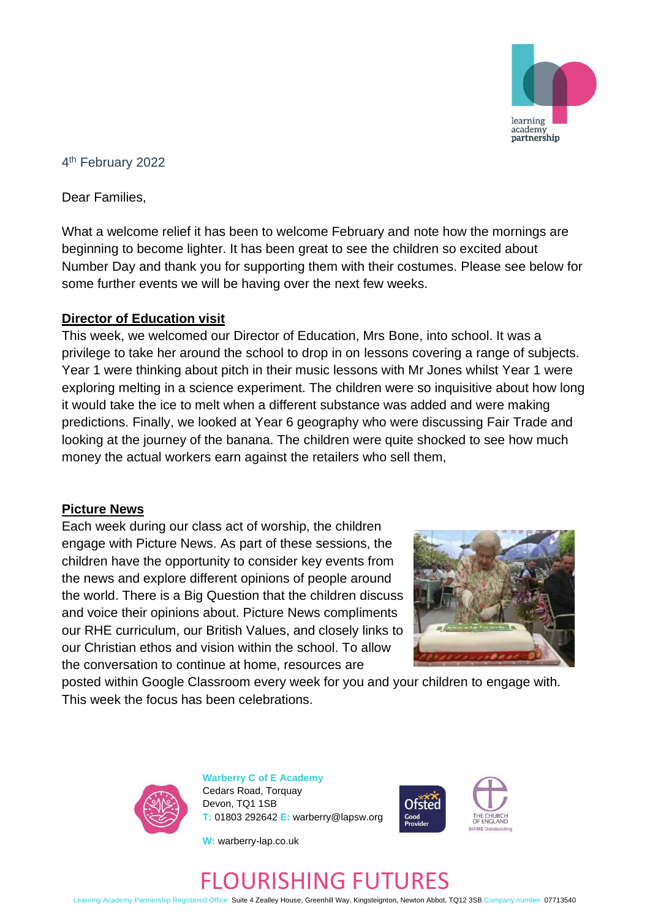4th February 2022

Dear Families,

What a welcome relief it has been to welcome February and note how the mornings are beginning to become lighter. It has been great to see the children so excited about Number Day and thank you for supporting them with their costumes. Please see below for some further events we will be having over the next few weeks.

**Director of Education visit**

This week, we welcomed our Director of Education, Mrs Bone, into school. It was a privilege to take her around the school to drop in on lessons covering a range of subjects. Year 1 were thinking about pitch in their music lessons with Mr Jones whilst Year 1 were exploring melting in a science experiment. The children were so inquisitive about how long it would take the ice to melt when a different substance was added and were making predictions. Finally, we looked at Year 6 geography who were discussing Fair Trade and looking at the journey of the banana. The children were quite shocked to see how much money the actual workers earn against the retailers who sell them,

**Picture News**

Each week during our class act of worship, the children engage with Picture News. As part of these sessions, the children have the opportunity to consider key events from the news and explore different opinions of people around the world. There is a Big Question that the children discuss and voice their opinions about. Picture News compliments our RHE curriculum, our British Values, and closely links to our Christian ethos and vision within the school. To allow the conversation to continue at home, resources are posted within Google Classroom every week for you and your children to engage with. This week the focus has been celebrations.

**Warberry C of E Academy**
Cedars Road, Torquay
Devon, TQ1 1SB
T: 01803 292642 E: warberry@lapsw.org
W: warberry-lap.co.uk

FLOURISHING FUTURES

Learning Academy Partnership Registered Office: Suite 4 Zealley House, Greenhill Way, Kingsteignton, Newton Abbot, TQ12 3SB Company number: 07713540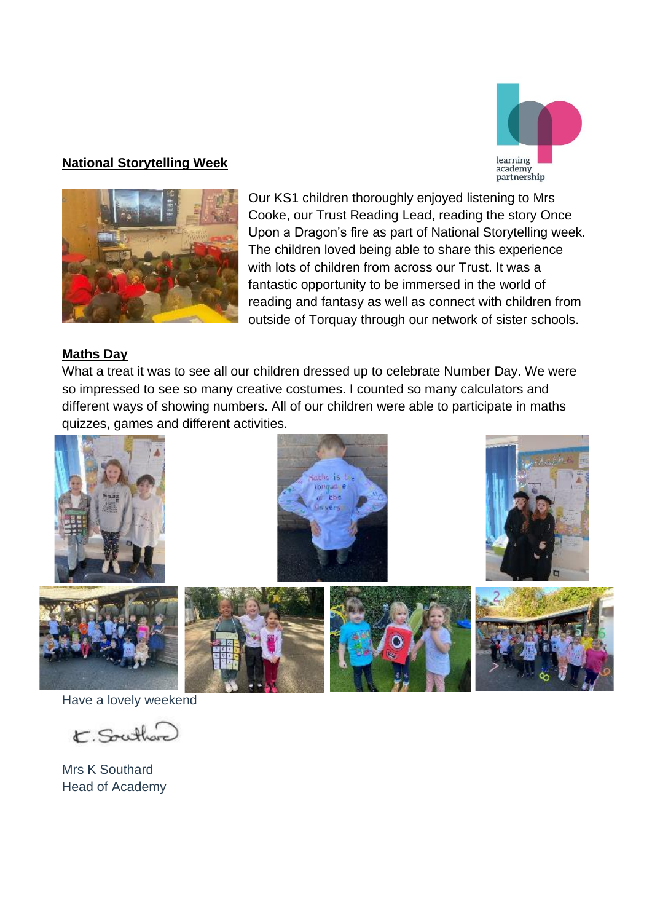## National Storytelling Week

Our KS1 children thoroughly enjoyed listening to Mrs Cooke, our Trust Reading Lead, reading the story Once Upon a Dragon's fire as part of National Storytelling week. The children loved being able to share this experience with lots of children from across our Trust. It was a fantastic opportunity to be immersed in the world of reading and fantasy as well as connect with children from outside of Torquay through our network of sister schools.

## Maths Day

What a treat it was to see all our children dressed up to celebrate Number Day. We were so impressed to see so many creative costumes. I counted so many calculators and different ways of showing numbers. All of our children were able to participate in maths quizzes, games and different activities.

Have a lovely weekend

Mrs K Southard
Head of Academy